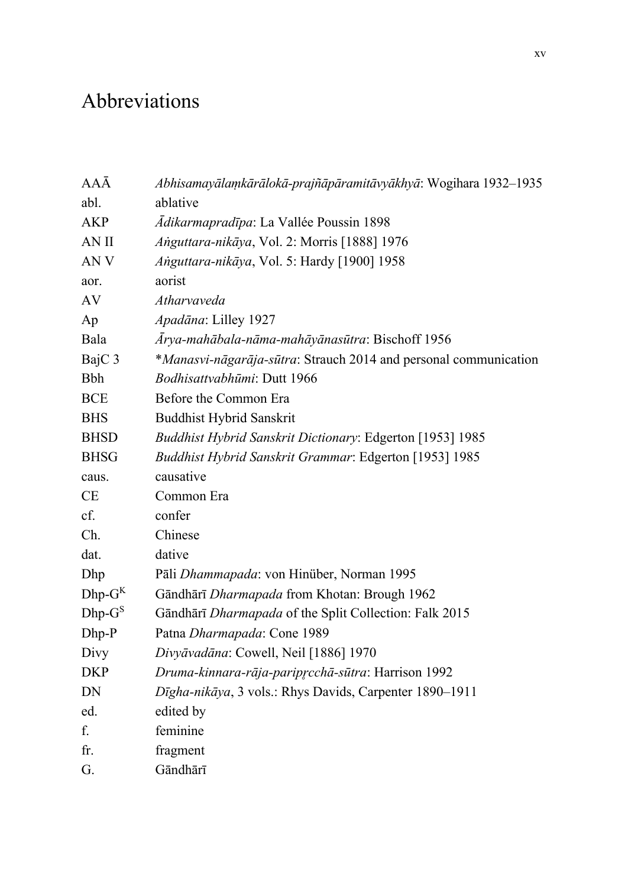# Abbreviations

| | |
|---|---|
| AAĀ | *Abhisamayālaṃkārālokā-prajñāpāramitāvyākhyā*: Wogihara 1932–1935 |
| abl. | ablative |
| AKP | *Ādikarmapradīpa*: La Vallée Poussin 1898 |
| AN II | *Aṅguttara-nikāya*, Vol. 2: Morris [1888] 1976 |
| AN V | *Aṅguttara-nikāya*, Vol. 5: Hardy [1900] 1958 |
| aor. | aorist |
| AV | *Atharvaveda* |
| Ap | *Apadāna*: Lilley 1927 |
| Bala | *Ārya-mahābala-nāma-mahāyānasūtra*: Bischoff 1956 |
| BajC 3 | **Manasvi-nāgarāja-sūtra*: Strauch 2014 and personal communication |
| Bbh | *Bodhisattvabhūmi*: Dutt 1966 |
| BCE | Before the Common Era |
| BHS | Buddhist Hybrid Sanskrit |
| BHSD | *Buddhist Hybrid Sanskrit Dictionary*: Edgerton [1953] 1985 |
| BHSG | *Buddhist Hybrid Sanskrit Grammar*: Edgerton [1953] 1985 |
| caus. | causative |
| CE | Common Era |
| cf. | confer |
| Ch. | Chinese |
| dat. | dative |
| Dhp | Pāli *Dhammapada*: von Hinüber, Norman 1995 |
| Dhp-G$^{K}$ | Gāndhārī *Dharmapada* from Khotan: Brough 1962 |
| Dhp-G$^{S}$ | Gāndhārī *Dharmapada* of the Split Collection: Falk 2015 |
| Dhp-P | Patna *Dharmapada*: Cone 1989 |
| Divy | *Divyāvadāna*: Cowell, Neil [1886] 1970 |
| DKP | *Druma-kinnara-rāja-paripṛcchā-sūtra*: Harrison 1992 |
| DN | *Dīgha-nikāya*, 3 vols.: Rhys Davids, Carpenter 1890–1911 |
| ed. | edited by |
| f. | feminine |
| fr. | fragment |
| G. | Gāndhārī |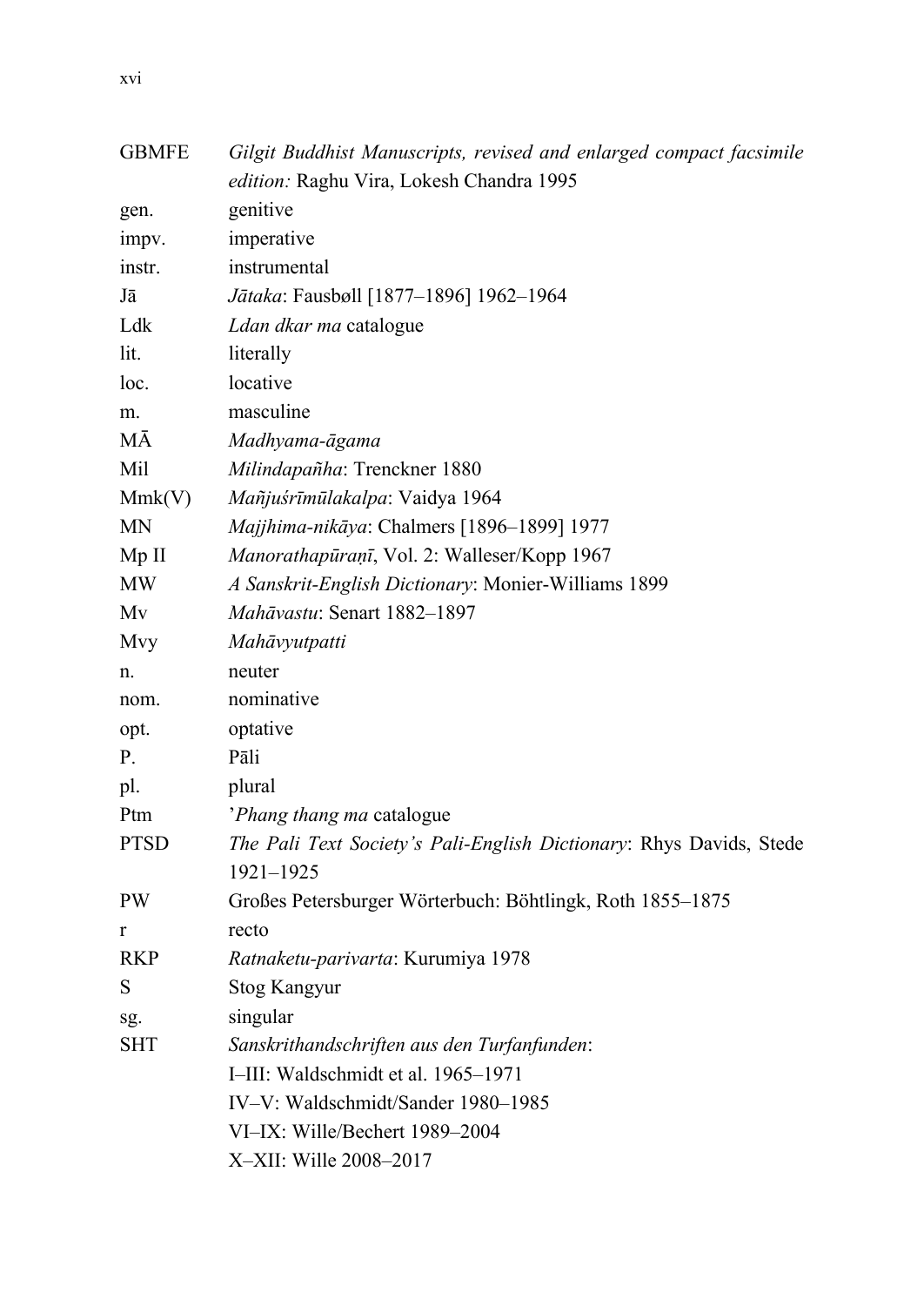| | |
|---|---|
| GBMFE | *Gilgit Buddhist Manuscripts, revised and enlarged compact facsimile edition:* Raghu Vira, Lokesh Chandra 1995 |
| gen. | genitive |
| impv. | imperative |
| instr. | instrumental |
| Jā | *Jātaka*: Fausbøll [1877–1896] 1962–1964 |
| Ldk | *Ldan dkar ma* catalogue |
| lit. | literally |
| loc. | locative |
| m. | masculine |
| MĀ | *Madhyama-āgama* |
| Mil | *Milindapañha*: Trenckner 1880 |
| Mmk(V) | *Mañjuśrīmūlakalpa*: Vaidya 1964 |
| MN | *Majjhima-nikāya*: Chalmers [1896–1899] 1977 |
| Mp II | *Manorathapūraṇī*, Vol. 2: Walleser/Kopp 1967 |
| MW | *A Sanskrit-English Dictionary*: Monier-Williams 1899 |
| Mv | *Mahāvastu*: Senart 1882–1897 |
| Mvy | *Mahāvyutpatti* |
| n. | neuter |
| nom. | nominative |
| opt. | optative |
| P. | Pāli |
| pl. | plural |
| Ptm | '*Phang thang ma* catalogue |
| PTSD | *The Pali Text Society's Pali-English Dictionary*: Rhys Davids, Stede 1921–1925 |
| PW | Großes Petersburger Wörterbuch: Böhtlingk, Roth 1855–1875 |
| r | recto |
| RKP | *Ratnaketu-parivarta*: Kurumiya 1978 |
| S | Stog Kangyur |
| sg. | singular |
| SHT | *Sanskrithandschriften aus den Turfanfunden*:<br>I–III: Waldschmidt et al. 1965–1971<br>IV–V: Waldschmidt/Sander 1980–1985<br>VI–IX: Wille/Bechert 1989–2004<br>X–XII: Wille 2008–2017 |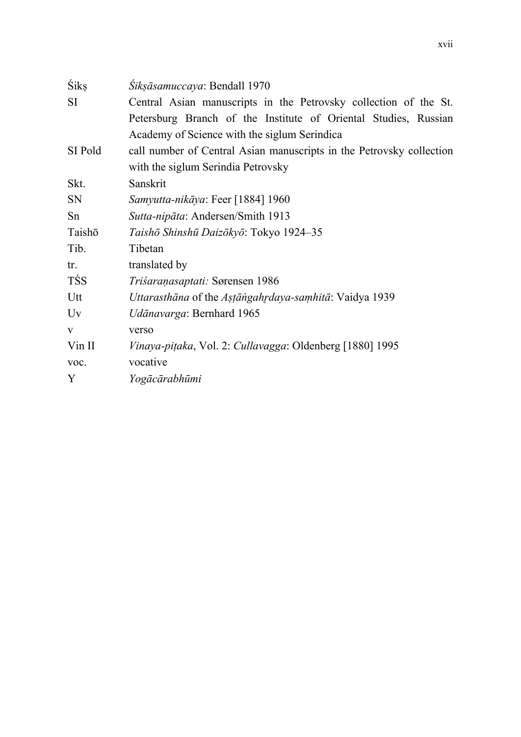| | |
|---|---|
| Śikṣ | *Śikṣāsamuccaya*: Bendall 1970 |
| SI | Central Asian manuscripts in the Petrovsky collection of the St. Petersburg Branch of the Institute of Oriental Studies, Russian Academy of Science with the siglum Serindica |
| SI Pold | call number of Central Asian manuscripts in the Petrovsky collection with the siglum Serindia Petrovsky |
| Skt. | Sanskrit |
| SN | *Samyutta-nikāya*: Feer [1884] 1960 |
| Sn | *Sutta-nipāta*: Andersen/Smith 1913 |
| Taishō | *Taishō Shinshū Daizōkyō*: Tokyo 1924–35 |
| Tib. | Tibetan |
| tr. | translated by |
| TŚS | *Triśaraṇasaptati:* Sørensen 1986 |
| Utt | *Uttarasthāna* of the *Aṣṭāṅgahṛdaya-saṃhitā*: Vaidya 1939 |
| Uv | *Udānavarga*: Bernhard 1965 |
| v | verso |
| Vin II | *Vinaya-piṭaka*, Vol. 2: *Cullavagga*: Oldenberg [1880] 1995 |
| voc. | vocative |
| Y | *Yogācārabhūmi* |